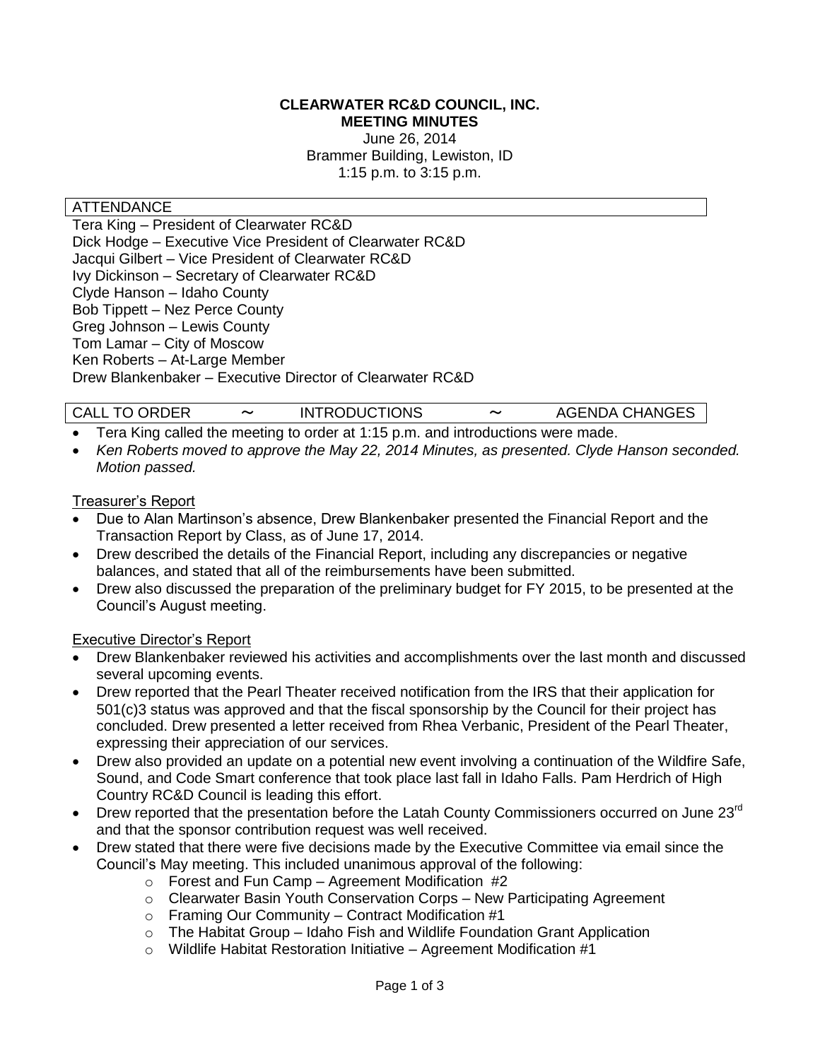**CLEARWATER RC&D COUNCIL, INC.**
**MEETING MINUTES**

June 26, 2014
Brammer Building, Lewiston, ID
1:15 p.m. to 3:15 p.m.

## ATTENDANCE

Tera King – President of Clearwater RC&D
Dick Hodge – Executive Vice President of Clearwater RC&D
Jacqui Gilbert – Vice President of Clearwater RC&D
Ivy Dickinson – Secretary of Clearwater RC&D
Clyde Hanson – Idaho County
Bob Tippett – Nez Perce County
Greg Johnson – Lewis County
Tom Lamar – City of Moscow
Ken Roberts – At-Large Member
Drew Blankenbaker – Executive Director of Clearwater RC&D

## CALL TO ORDER ~ INTRODUCTIONS ~ AGENDA CHANGES

- Tera King called the meeting to order at 1:15 p.m. and introductions were made.
- *Ken Roberts moved to approve the May 22, 2014 Minutes, as presented. Clyde Hanson seconded. Motion passed.*

### Treasurer's Report

- Due to Alan Martinson's absence, Drew Blankenbaker presented the Financial Report and the Transaction Report by Class, as of June 17, 2014.
- Drew described the details of the Financial Report, including any discrepancies or negative balances, and stated that all of the reimbursements have been submitted.
- Drew also discussed the preparation of the preliminary budget for FY 2015, to be presented at the Council's August meeting.

### Executive Director's Report

- Drew Blankenbaker reviewed his activities and accomplishments over the last month and discussed several upcoming events.
- Drew reported that the Pearl Theater received notification from the IRS that their application for 501(c)3 status was approved and that the fiscal sponsorship by the Council for their project has concluded. Drew presented a letter received from Rhea Verbanic, President of the Pearl Theater, expressing their appreciation of our services.
- Drew also provided an update on a potential new event involving a continuation of the Wildfire Safe, Sound, and Code Smart conference that took place last fall in Idaho Falls. Pam Herdrich of High Country RC&D Council is leading this effort.
- Drew reported that the presentation before the Latah County Commissioners occurred on June 23rd and that the sponsor contribution request was well received.
- Drew stated that there were five decisions made by the Executive Committee via email since the Council's May meeting. This included unanimous approval of the following:
  - Forest and Fun Camp – Agreement Modification #2
  - Clearwater Basin Youth Conservation Corps – New Participating Agreement
  - Framing Our Community – Contract Modification #1
  - The Habitat Group – Idaho Fish and Wildlife Foundation Grant Application
  - Wildlife Habitat Restoration Initiative – Agreement Modification #1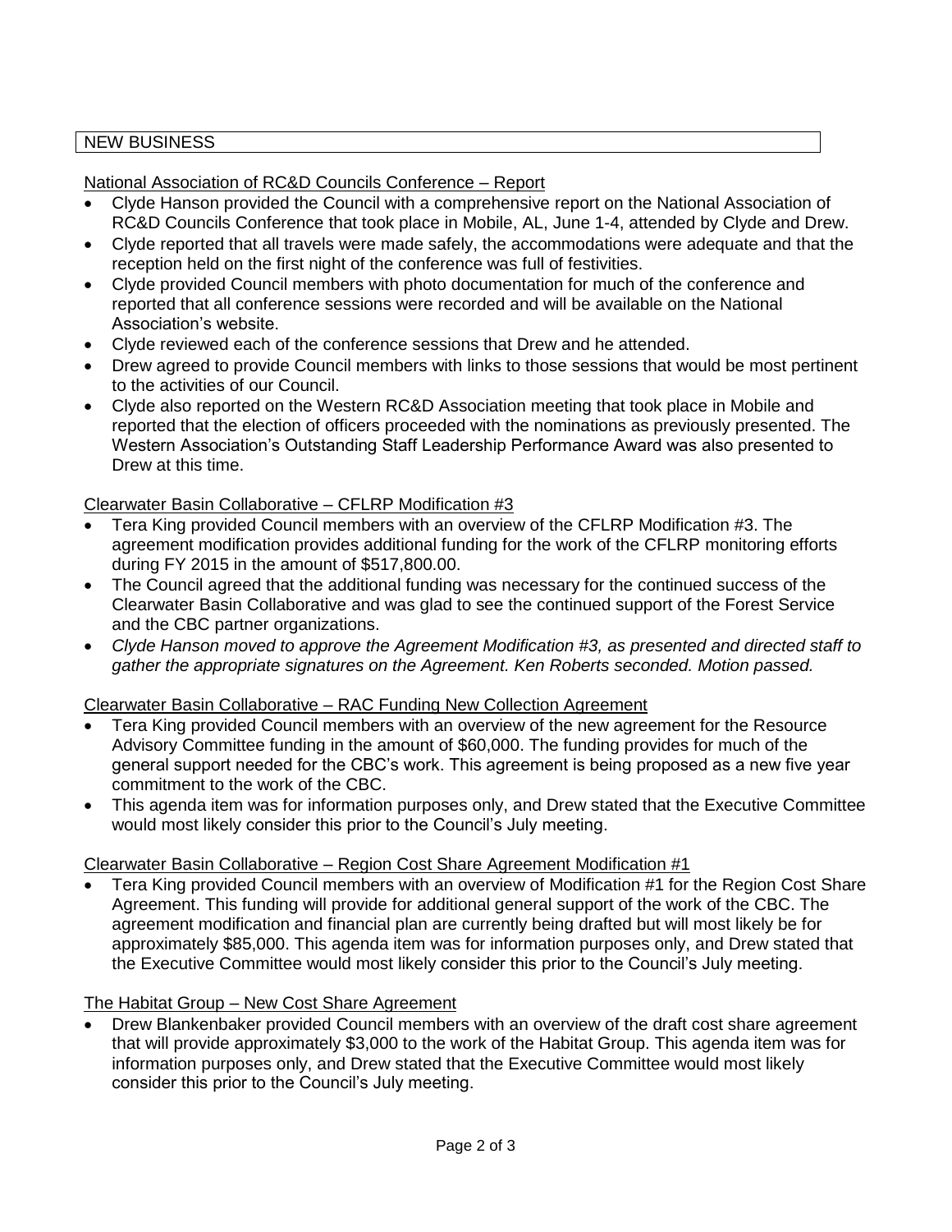## NEW BUSINESS

National Association of RC&D Councils Conference – Report

- Clyde Hanson provided the Council with a comprehensive report on the National Association of RC&D Councils Conference that took place in Mobile, AL, June 1-4, attended by Clyde and Drew.
- Clyde reported that all travels were made safely, the accommodations were adequate and that the reception held on the first night of the conference was full of festivities.
- Clyde provided Council members with photo documentation for much of the conference and reported that all conference sessions were recorded and will be available on the National Association's website.
- Clyde reviewed each of the conference sessions that Drew and he attended.
- Drew agreed to provide Council members with links to those sessions that would be most pertinent to the activities of our Council.
- Clyde also reported on the Western RC&D Association meeting that took place in Mobile and reported that the election of officers proceeded with the nominations as previously presented. The Western Association's Outstanding Staff Leadership Performance Award was also presented to Drew at this time.

Clearwater Basin Collaborative – CFLRP Modification #3

- Tera King provided Council members with an overview of the CFLRP Modification #3. The agreement modification provides additional funding for the work of the CFLRP monitoring efforts during FY 2015 in the amount of $517,800.00.
- The Council agreed that the additional funding was necessary for the continued success of the Clearwater Basin Collaborative and was glad to see the continued support of the Forest Service and the CBC partner organizations.
- *Clyde Hanson moved to approve the Agreement Modification #3, as presented and directed staff to gather the appropriate signatures on the Agreement. Ken Roberts seconded. Motion passed.*

Clearwater Basin Collaborative – RAC Funding New Collection Agreement

- Tera King provided Council members with an overview of the new agreement for the Resource Advisory Committee funding in the amount of $60,000. The funding provides for much of the general support needed for the CBC's work. This agreement is being proposed as a new five year commitment to the work of the CBC.
- This agenda item was for information purposes only, and Drew stated that the Executive Committee would most likely consider this prior to the Council's July meeting.

Clearwater Basin Collaborative – Region Cost Share Agreement Modification #1

- Tera King provided Council members with an overview of Modification #1 for the Region Cost Share Agreement. This funding will provide for additional general support of the work of the CBC. The agreement modification and financial plan are currently being drafted but will most likely be for approximately $85,000. This agenda item was for information purposes only, and Drew stated that the Executive Committee would most likely consider this prior to the Council's July meeting.

The Habitat Group – New Cost Share Agreement

- Drew Blankenbaker provided Council members with an overview of the draft cost share agreement that will provide approximately $3,000 to the work of the Habitat Group. This agenda item was for information purposes only, and Drew stated that the Executive Committee would most likely consider this prior to the Council's July meeting.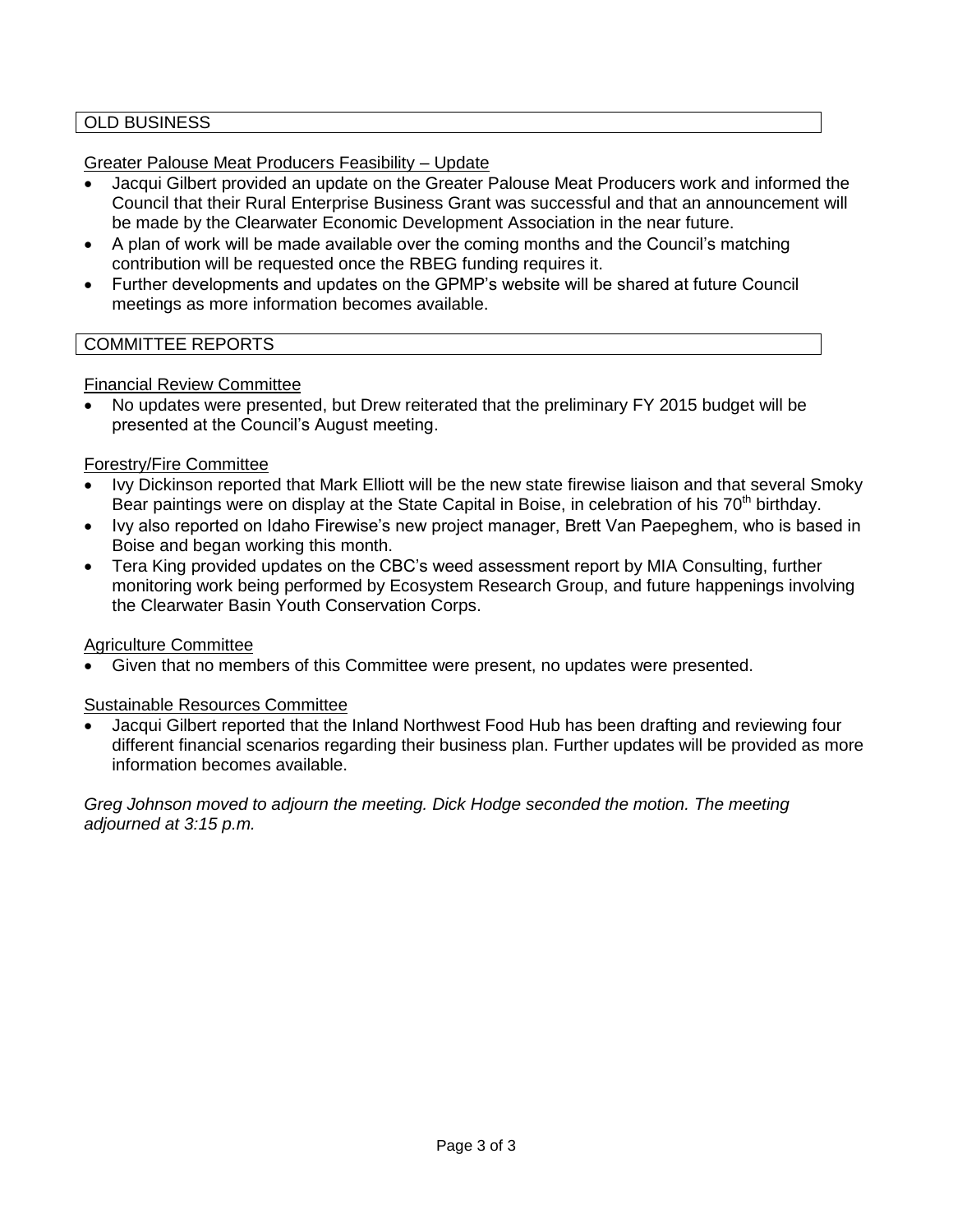## OLD BUSINESS

Greater Palouse Meat Producers Feasibility – Update

- Jacqui Gilbert provided an update on the Greater Palouse Meat Producers work and informed the Council that their Rural Enterprise Business Grant was successful and that an announcement will be made by the Clearwater Economic Development Association in the near future.
- A plan of work will be made available over the coming months and the Council's matching contribution will be requested once the RBEG funding requires it.
- Further developments and updates on the GPMP's website will be shared at future Council meetings as more information becomes available.

## COMMITTEE REPORTS

Financial Review Committee

- No updates were presented, but Drew reiterated that the preliminary FY 2015 budget will be presented at the Council's August meeting.

Forestry/Fire Committee

- Ivy Dickinson reported that Mark Elliott will be the new state firewise liaison and that several Smoky Bear paintings were on display at the State Capital in Boise, in celebration of his 70th birthday.
- Ivy also reported on Idaho Firewise's new project manager, Brett Van Paepeghem, who is based in Boise and began working this month.
- Tera King provided updates on the CBC's weed assessment report by MIA Consulting, further monitoring work being performed by Ecosystem Research Group, and future happenings involving the Clearwater Basin Youth Conservation Corps.

Agriculture Committee

- Given that no members of this Committee were present, no updates were presented.

Sustainable Resources Committee

- Jacqui Gilbert reported that the Inland Northwest Food Hub has been drafting and reviewing four different financial scenarios regarding their business plan. Further updates will be provided as more information becomes available.

*Greg Johnson moved to adjourn the meeting. Dick Hodge seconded the motion. The meeting adjourned at 3:15 p.m.*